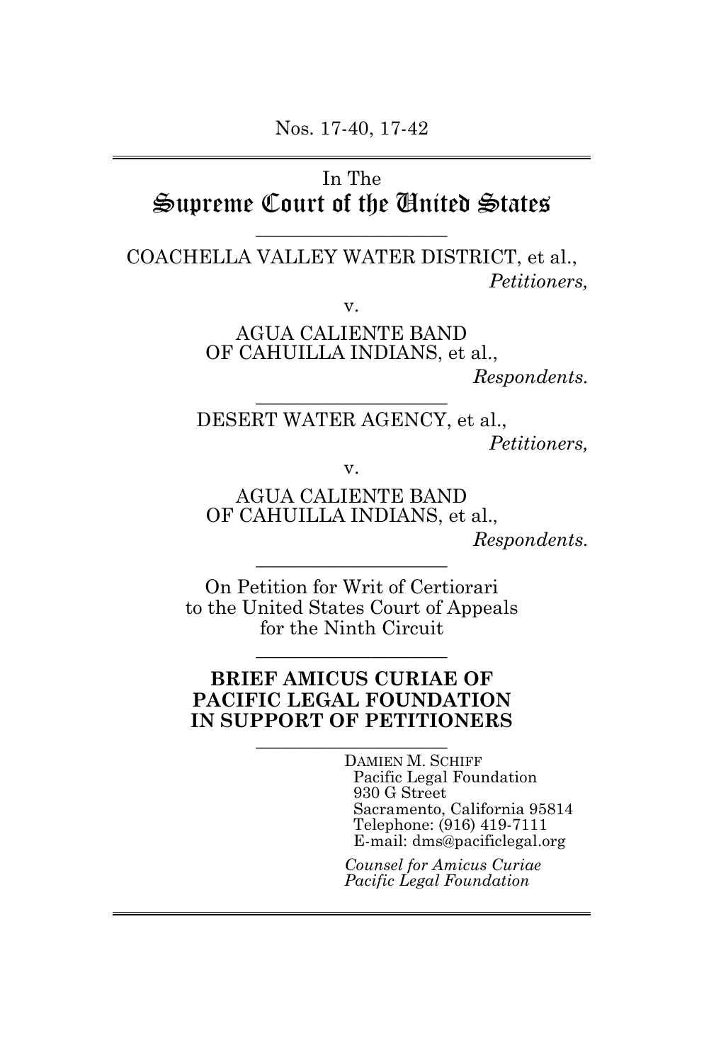Nos. 17-40, 17-42

In The

# Supreme Court of the United States

---

COACHELLA VALLEY WATER DISTRICT, et al.,
*Petitioners,*

v.

AGUA CALIENTE BAND
OF CAHUILLA INDIANS, et al.,
*Respondents.*

---

DESERT WATER AGENCY, et al.,
*Petitioners,*

v.

AGUA CALIENTE BAND
OF CAHUILLA INDIANS, et al.,
*Respondents.*

---

On Petition for Writ of Certiorari
to the United States Court of Appeals
for the Ninth Circuit

---

**BRIEF AMICUS CURIAE OF
PACIFIC LEGAL FOUNDATION
IN SUPPORT OF PETITIONERS**

---

DAMIEN M. SCHIFF
Pacific Legal Foundation
930 G Street
Sacramento, California 95814
Telephone: (916) 419-7111
E-mail: dms@pacificlegal.org

*Counsel for Amicus Curiae
Pacific Legal Foundation*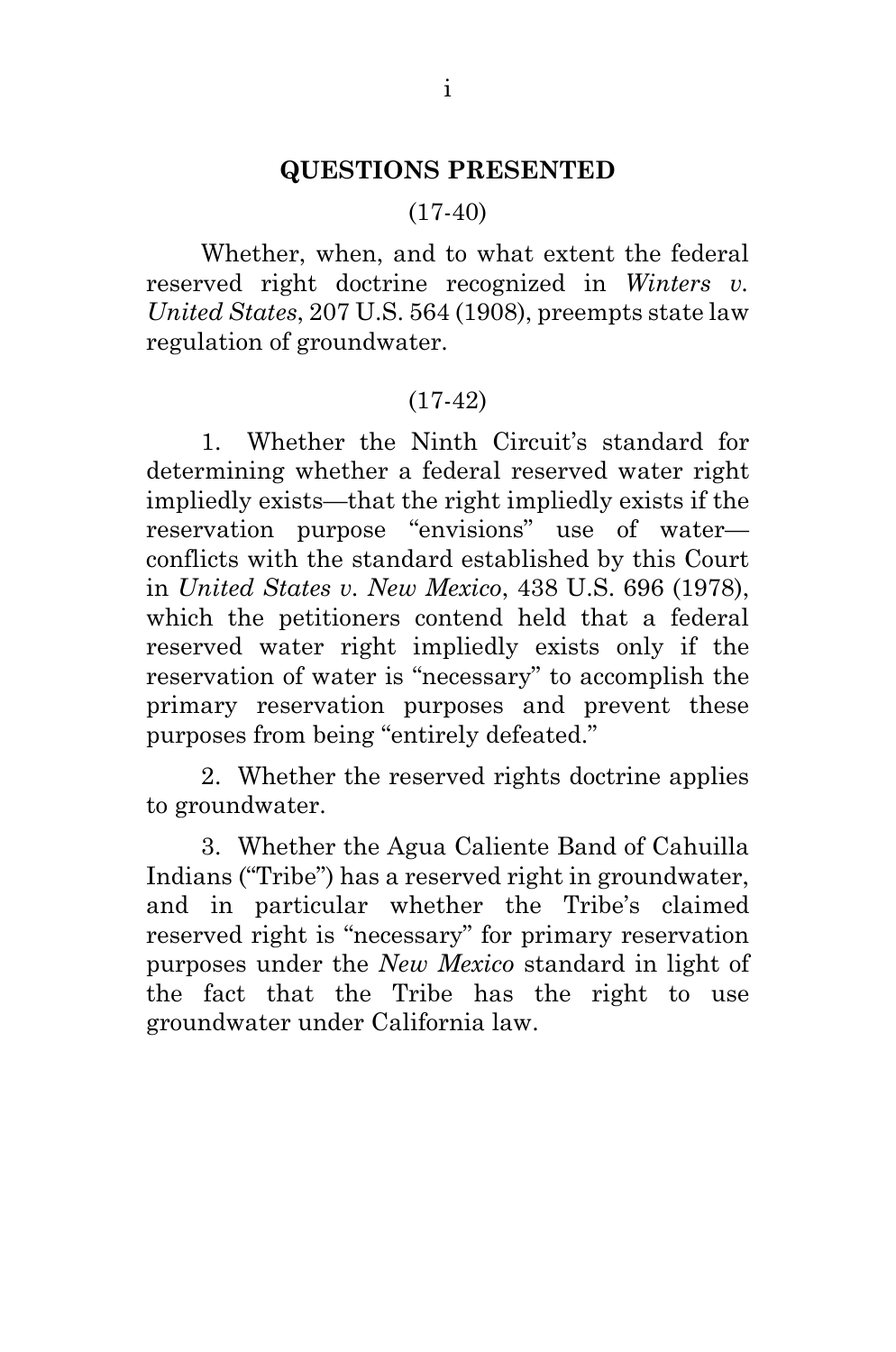## QUESTIONS PRESENTED

(17-40)

Whether, when, and to what extent the federal reserved right doctrine recognized in *Winters v. United States*, 207 U.S. 564 (1908), preempts state law regulation of groundwater.

(17-42)

1. Whether the Ninth Circuit's standard for determining whether a federal reserved water right impliedly exists—that the right impliedly exists if the reservation purpose "envisions" use of water—conflicts with the standard established by this Court in *United States v. New Mexico*, 438 U.S. 696 (1978), which the petitioners contend held that a federal reserved water right impliedly exists only if the reservation of water is "necessary" to accomplish the primary reservation purposes and prevent these purposes from being "entirely defeated."

2. Whether the reserved rights doctrine applies to groundwater.

3. Whether the Agua Caliente Band of Cahuilla Indians ("Tribe") has a reserved right in groundwater, and in particular whether the Tribe's claimed reserved right is "necessary" for primary reservation purposes under the *New Mexico* standard in light of the fact that the Tribe has the right to use groundwater under California law.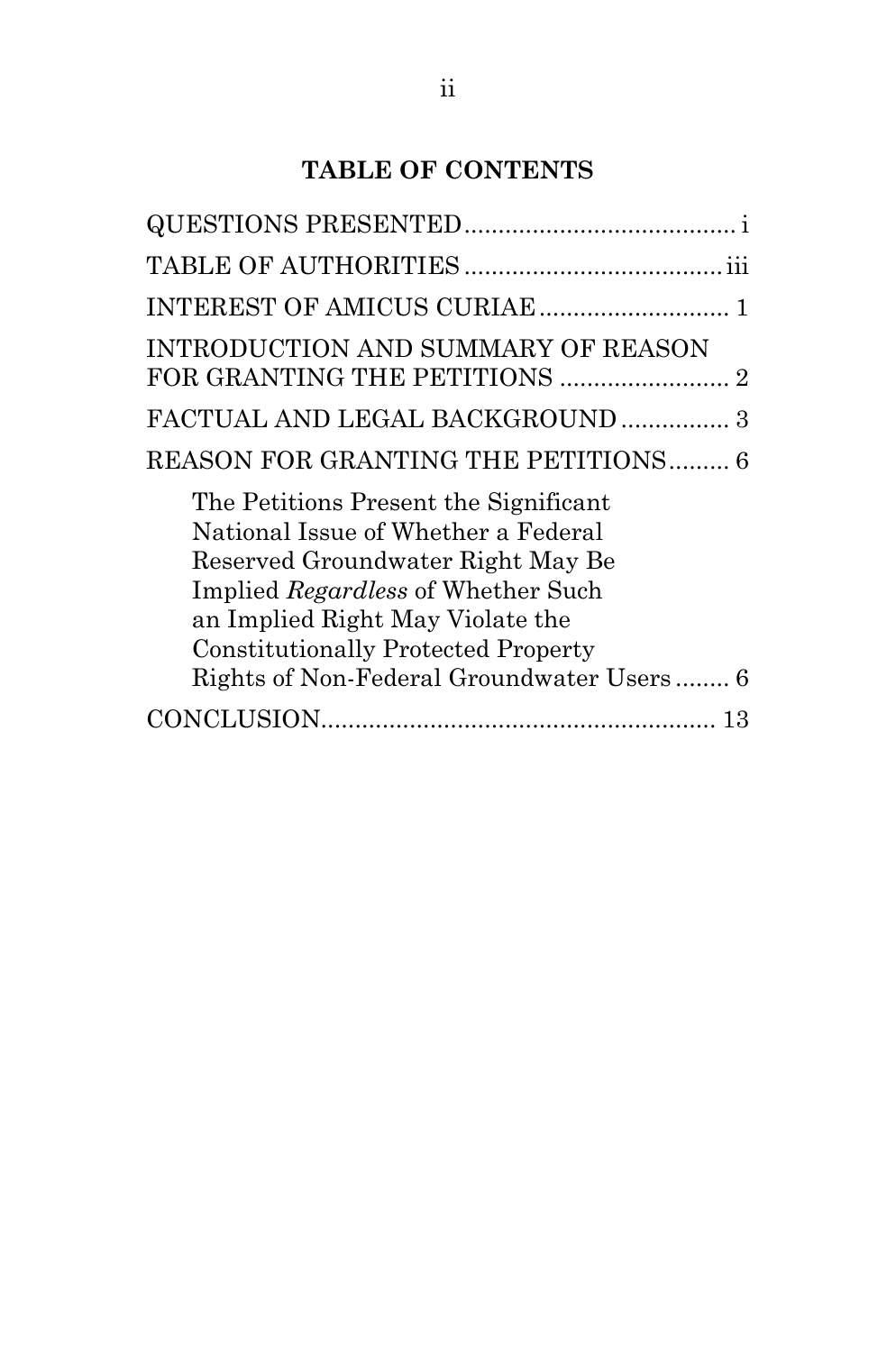# TABLE OF CONTENTS

| | |
|---|---|
| QUESTIONS PRESENTED | i |
| TABLE OF AUTHORITIES | iii |
| INTEREST OF AMICUS CURIAE | 1 |
| INTRODUCTION AND SUMMARY OF REASON FOR GRANTING THE PETITIONS | 2 |
| FACTUAL AND LEGAL BACKGROUND | 3 |
| REASON FOR GRANTING THE PETITIONS | 6 |
| The Petitions Present the Significant National Issue of Whether a Federal Reserved Groundwater Right May Be Implied *Regardless* of Whether Such an Implied Right May Violate the Constitutionally Protected Property Rights of Non-Federal Groundwater Users | 6 |
| CONCLUSION | 13 |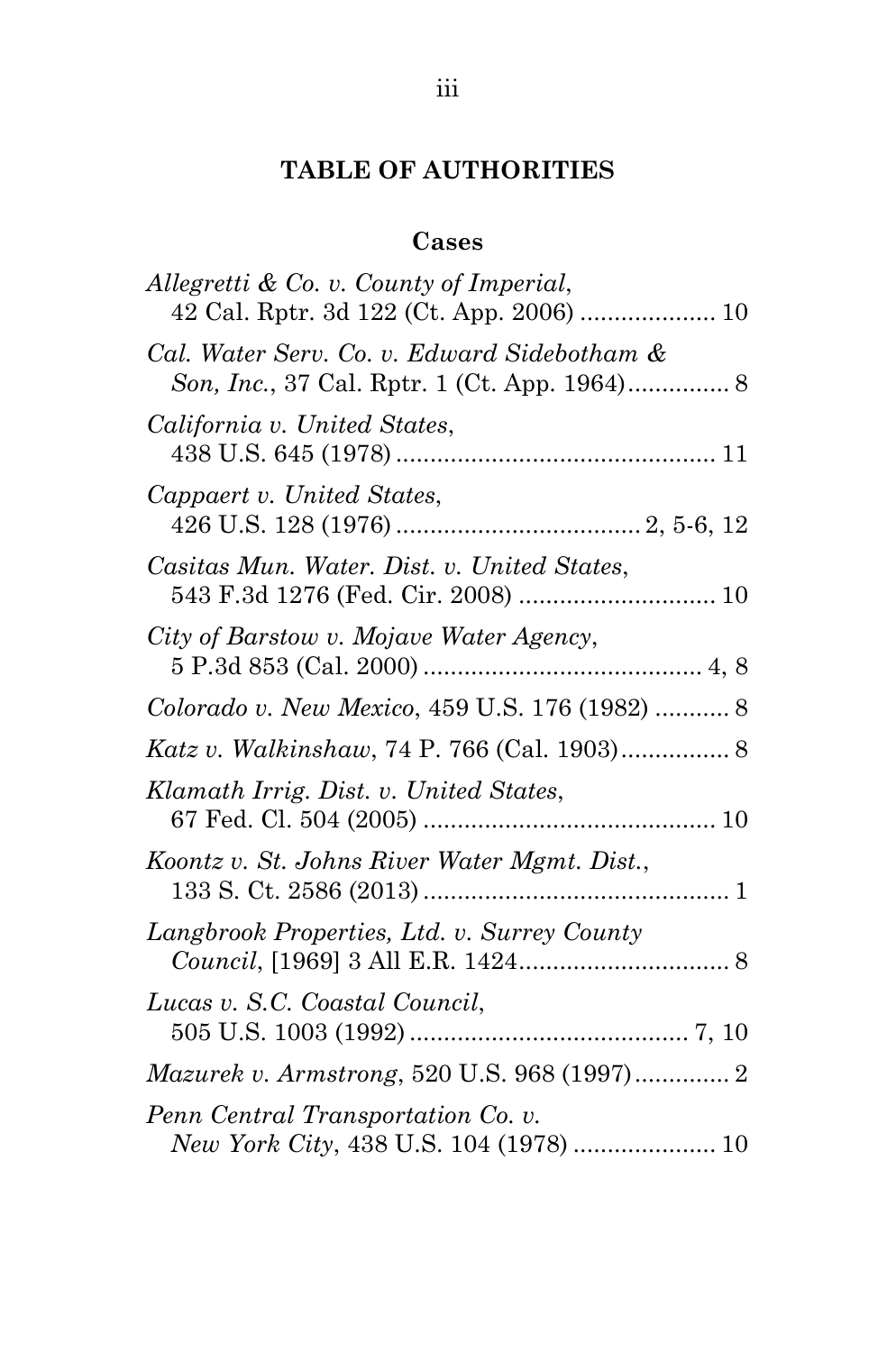## TABLE OF AUTHORITIES

### Cases

*Allegretti & Co. v. County of Imperial*, 42 Cal. Rptr. 3d 122 (Ct. App. 2006) .................... 10

*Cal. Water Serv. Co. v. Edward Sidebotham & Son, Inc.*, 37 Cal. Rptr. 1 (Ct. App. 1964)............... 8

*California v. United States*, 438 U.S. 645 (1978) ............................................... 11

*Cappaert v. United States*, 426 U.S. 128 (1976) .................................... 2, 5-6, 12

*Casitas Mun. Water. Dist. v. United States*, 543 F.3d 1276 (Fed. Cir. 2008) ............................. 10

*City of Barstow v. Mojave Water Agency*, 5 P.3d 853 (Cal. 2000) ......................................... 4, 8

*Colorado v. New Mexico*, 459 U.S. 176 (1982) ........... 8

*Katz v. Walkinshaw*, 74 P. 766 (Cal. 1903)................ 8

*Klamath Irrig. Dist. v. United States*, 67 Fed. Cl. 504 (2005) ........................................... 10

*Koontz v. St. Johns River Water Mgmt. Dist.*, 133 S. Ct. 2586 (2013) ............................................. 1

*Langbrook Properties, Ltd. v. Surrey County Council*, [1969] 3 All E.R. 1424............................... 8

*Lucas v. S.C. Coastal Council*, 505 U.S. 1003 (1992) ......................................... 7, 10

*Mazurek v. Armstrong*, 520 U.S. 968 (1997).............. 2

*Penn Central Transportation Co. v. New York City*, 438 U.S. 104 (1978) ..................... 10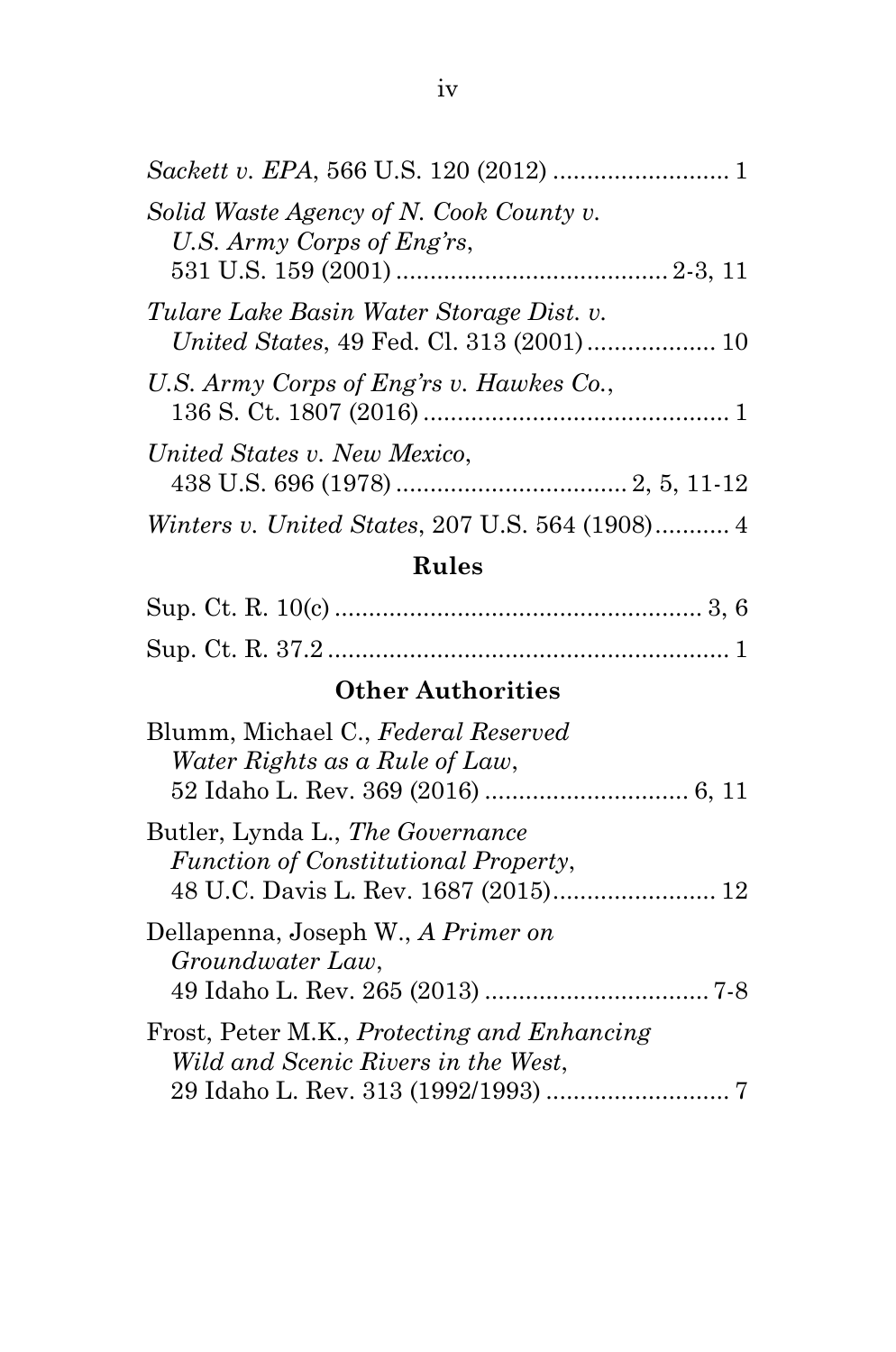*Sackett v. EPA*, 566 U.S. 120 (2012) .......................... 1

*Solid Waste Agency of N. Cook County v. U.S. Army Corps of Eng'rs*, 531 U.S. 159 (2001) ........................................ 2-3, 11

*Tulare Lake Basin Water Storage Dist. v. United States*, 49 Fed. Cl. 313 (2001) ................... 10

*U.S. Army Corps of Eng'rs v. Hawkes Co.*, 136 S. Ct. 1807 (2016) ............................................. 1

*United States v. New Mexico*, 438 U.S. 696 (1978) .................................. 2, 5, 11-12

*Winters v. United States*, 207 U.S. 564 (1908)........... 4

## Rules

Sup. Ct. R. 10(c) ...................................................... 3, 6

Sup. Ct. R. 37.2 ........................................................... 1

## Other Authorities

Blumm, Michael C., *Federal Reserved Water Rights as a Rule of Law*, 52 Idaho L. Rev. 369 (2016) .............................. 6, 11

Butler, Lynda L., *The Governance Function of Constitutional Property*, 48 U.C. Davis L. Rev. 1687 (2015)........................ 12

Dellapenna, Joseph W., *A Primer on Groundwater Law*, 49 Idaho L. Rev. 265 (2013) ................................. 7-8

Frost, Peter M.K., *Protecting and Enhancing Wild and Scenic Rivers in the West*, 29 Idaho L. Rev. 313 (1992/1993) ........................... 7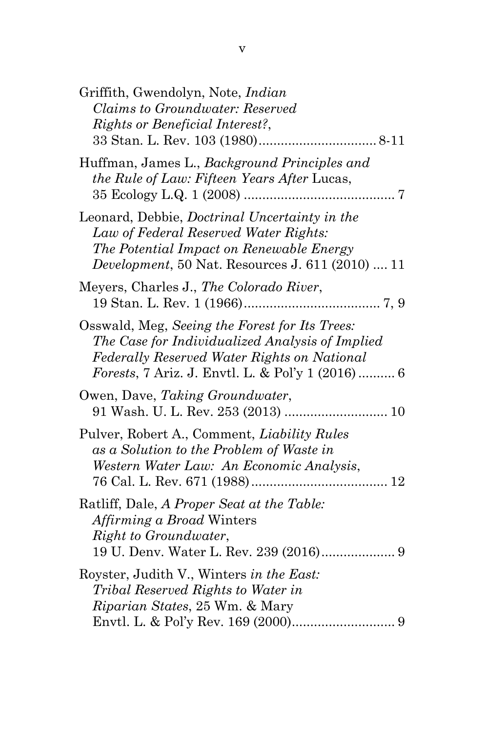Griffith, Gwendolyn, Note, *Indian Claims to Groundwater: Reserved Rights or Beneficial Interest?*, 33 Stan. L. Rev. 103 (1980)................................ 8-11

Huffman, James L., *Background Principles and the Rule of Law: Fifteen Years After* Lucas, 35 Ecology L.Q. 1 (2008) ......................................... 7

Leonard, Debbie, *Doctrinal Uncertainty in the Law of Federal Reserved Water Rights: The Potential Impact on Renewable Energy Development*, 50 Nat. Resources J. 611 (2010) .... 11

Meyers, Charles J., *The Colorado River*, 19 Stan. L. Rev. 1 (1966)..................................... 7, 9

Osswald, Meg, *Seeing the Forest for Its Trees: The Case for Individualized Analysis of Implied Federally Reserved Water Rights on National Forests*, 7 Ariz. J. Envtl. L. & Pol'y 1 (2016) .......... 6

Owen, Dave, *Taking Groundwater*, 91 Wash. U. L. Rev. 253 (2013) ............................ 10

Pulver, Robert A., Comment, *Liability Rules as a Solution to the Problem of Waste in Western Water Law: An Economic Analysis*, 76 Cal. L. Rev. 671 (1988)..................................... 12

Ratliff, Dale, *A Proper Seat at the Table: Affirming a Broad* Winters *Right to Groundwater*, 19 U. Denv. Water L. Rev. 239 (2016).................... 9

Royster, Judith V., Winters *in the East: Tribal Reserved Rights to Water in Riparian States*, 25 Wm. & Mary Envtl. L. & Pol'y Rev. 169 (2000)............................ 9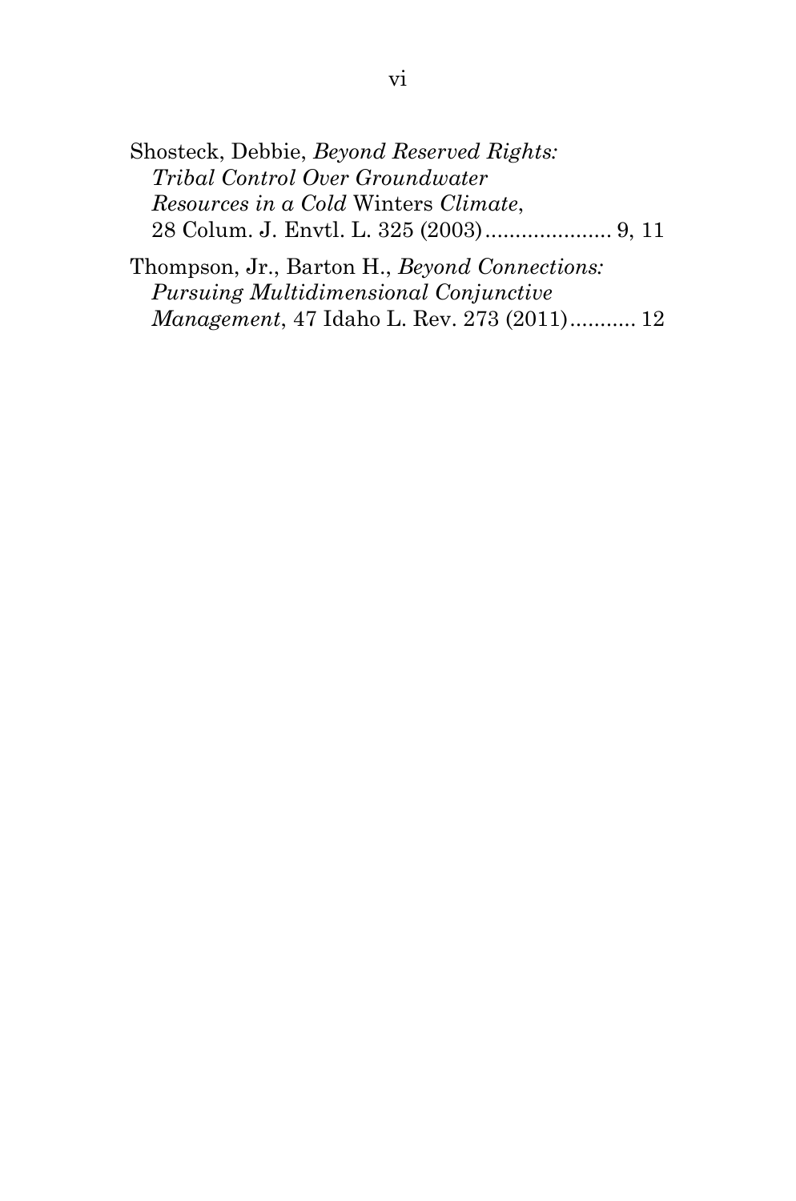Shosteck, Debbie, *Beyond Reserved Rights: Tribal Control Over Groundwater Resources in a Cold* Winters *Climate*, 28 Colum. J. Envtl. L. 325 (2003)...................... 9, 11

Thompson, Jr., Barton H., *Beyond Connections: Pursuing Multidimensional Conjunctive Management*, 47 Idaho L. Rev. 273 (2011)........... 12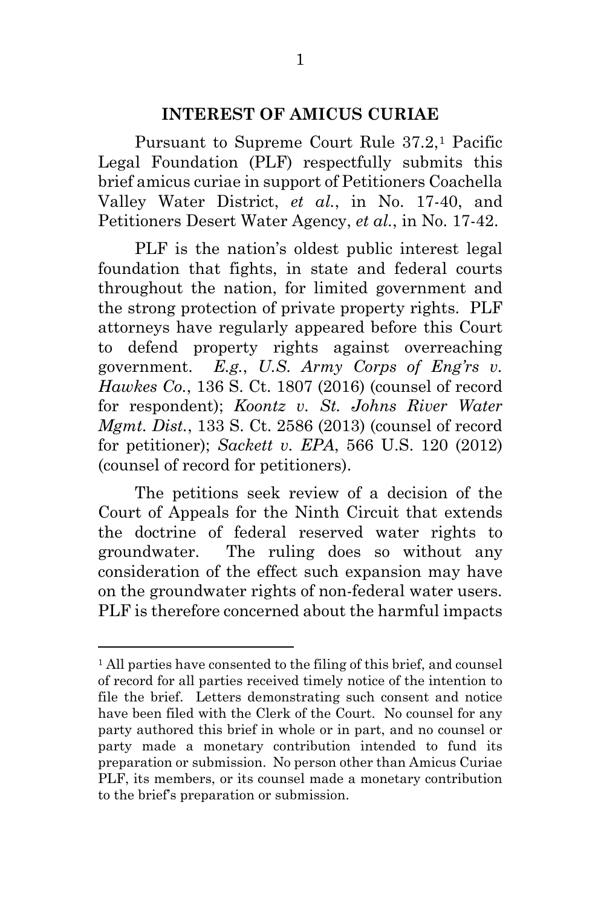## INTEREST OF AMICUS CURIAE

Pursuant to Supreme Court Rule 37.2,[1] Pacific Legal Foundation (PLF) respectfully submits this brief amicus curiae in support of Petitioners Coachella Valley Water District, *et al.*, in No. 17-40, and Petitioners Desert Water Agency, *et al.*, in No. 17-42.

PLF is the nation's oldest public interest legal foundation that fights, in state and federal courts throughout the nation, for limited government and the strong protection of private property rights. PLF attorneys have regularly appeared before this Court to defend property rights against overreaching government. *E.g.*, *U.S. Army Corps of Eng'rs v. Hawkes Co.*, 136 S. Ct. 1807 (2016) (counsel of record for respondent); *Koontz v. St. Johns River Water Mgmt. Dist.*, 133 S. Ct. 2586 (2013) (counsel of record for petitioner); *Sackett v. EPA*, 566 U.S. 120 (2012) (counsel of record for petitioners).

The petitions seek review of a decision of the Court of Appeals for the Ninth Circuit that extends the doctrine of federal reserved water rights to groundwater. The ruling does so without any consideration of the effect such expansion may have on the groundwater rights of non-federal water users. PLF is therefore concerned about the harmful impacts

---

[1] All parties have consented to the filing of this brief, and counsel of record for all parties received timely notice of the intention to file the brief. Letters demonstrating such consent and notice have been filed with the Clerk of the Court. No counsel for any party authored this brief in whole or in part, and no counsel or party made a monetary contribution intended to fund its preparation or submission. No person other than Amicus Curiae PLF, its members, or its counsel made a monetary contribution to the brief's preparation or submission.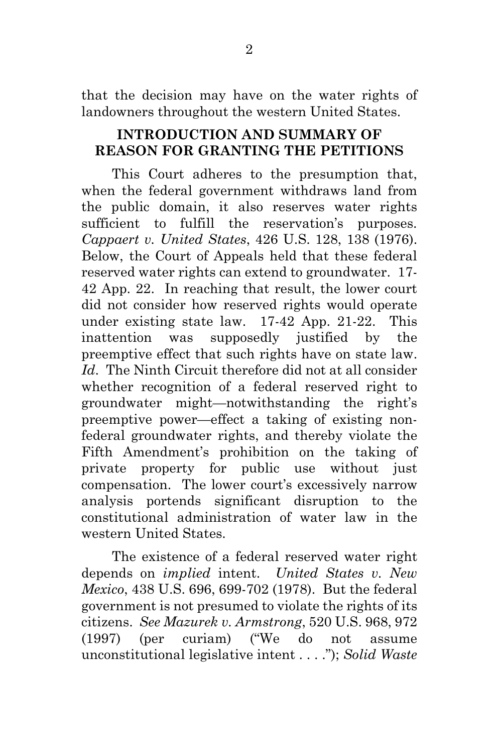that the decision may have on the water rights of landowners throughout the western United States.

## INTRODUCTION AND SUMMARY OF REASON FOR GRANTING THE PETITIONS

This Court adheres to the presumption that, when the federal government withdraws land from the public domain, it also reserves water rights sufficient to fulfill the reservation's purposes. *Cappaert v. United States*, 426 U.S. 128, 138 (1976). Below, the Court of Appeals held that these federal reserved water rights can extend to groundwater. 17-42 App. 22. In reaching that result, the lower court did not consider how reserved rights would operate under existing state law. 17-42 App. 21-22. This inattention was supposedly justified by the preemptive effect that such rights have on state law. *Id*. The Ninth Circuit therefore did not at all consider whether recognition of a federal reserved right to groundwater might—notwithstanding the right's preemptive power—effect a taking of existing non-federal groundwater rights, and thereby violate the Fifth Amendment's prohibition on the taking of private property for public use without just compensation. The lower court's excessively narrow analysis portends significant disruption to the constitutional administration of water law in the western United States.

The existence of a federal reserved water right depends on *implied* intent. *United States v. New Mexico*, 438 U.S. 696, 699-702 (1978). But the federal government is not presumed to violate the rights of its citizens. *See Mazurek v. Armstrong*, 520 U.S. 968, 972 (1997) (per curiam) ("We do not assume unconstitutional legislative intent . . . ."); *Solid Waste*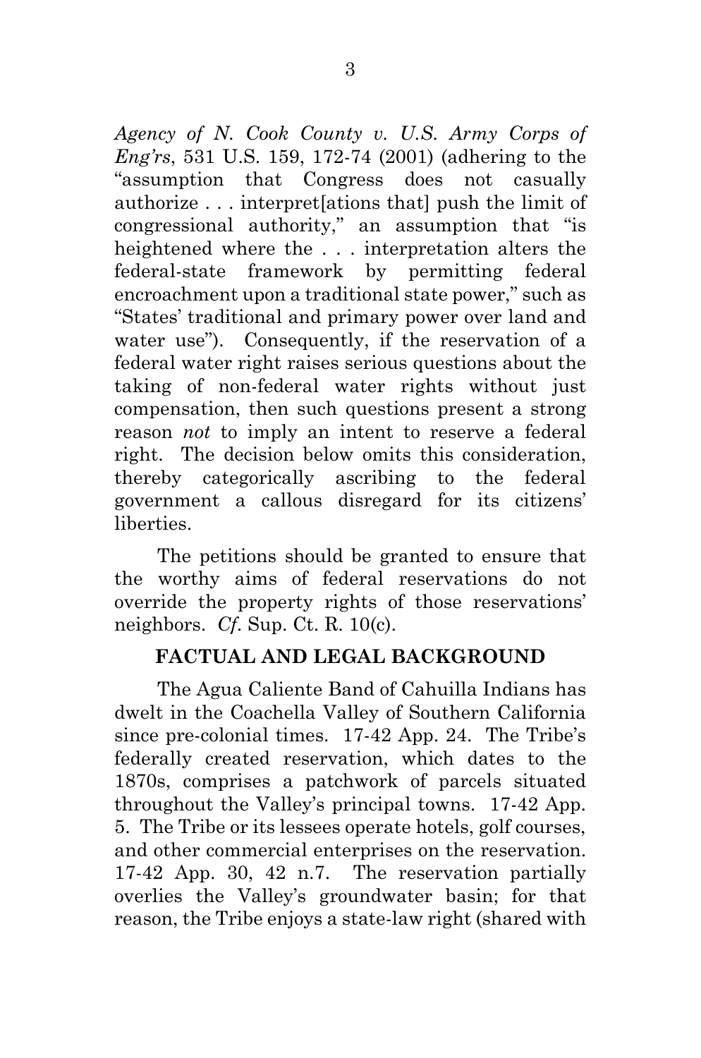*Agency of N. Cook County v. U.S. Army Corps of Eng'rs*, 531 U.S. 159, 172-74 (2001) (adhering to the "assumption that Congress does not casually authorize . . . interpret[ations that] push the limit of congressional authority," an assumption that "is heightened where the . . . interpretation alters the federal-state framework by permitting federal encroachment upon a traditional state power," such as "States' traditional and primary power over land and water use"). Consequently, if the reservation of a federal water right raises serious questions about the taking of non-federal water rights without just compensation, then such questions present a strong reason *not* to imply an intent to reserve a federal right. The decision below omits this consideration, thereby categorically ascribing to the federal government a callous disregard for its citizens' liberties.

The petitions should be granted to ensure that the worthy aims of federal reservations do not override the property rights of those reservations' neighbors. *Cf.* Sup. Ct. R. 10(c).

## FACTUAL AND LEGAL BACKGROUND

The Agua Caliente Band of Cahuilla Indians has dwelt in the Coachella Valley of Southern California since pre-colonial times. 17-42 App. 24. The Tribe's federally created reservation, which dates to the 1870s, comprises a patchwork of parcels situated throughout the Valley's principal towns. 17-42 App. 5. The Tribe or its lessees operate hotels, golf courses, and other commercial enterprises on the reservation. 17-42 App. 30, 42 n.7. The reservation partially overlies the Valley's groundwater basin; for that reason, the Tribe enjoys a state-law right (shared with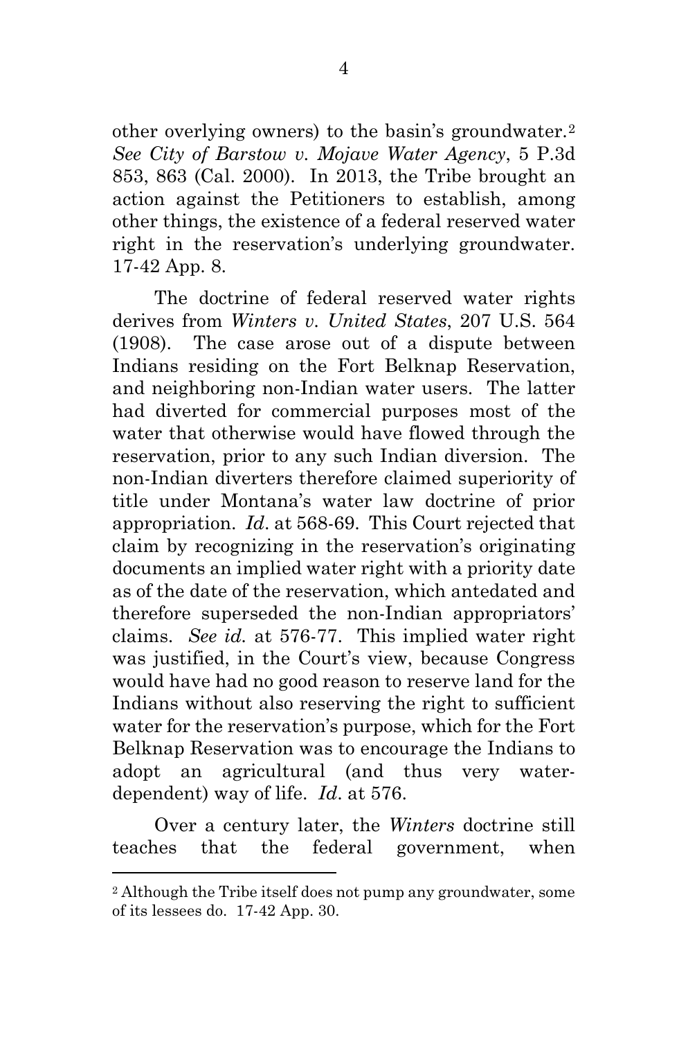other overlying owners) to the basin's groundwater.[2] *See City of Barstow v. Mojave Water Agency*, 5 P.3d 853, 863 (Cal. 2000). In 2013, the Tribe brought an action against the Petitioners to establish, among other things, the existence of a federal reserved water right in the reservation's underlying groundwater. 17-42 App. 8.

The doctrine of federal reserved water rights derives from *Winters v. United States*, 207 U.S. 564 (1908). The case arose out of a dispute between Indians residing on the Fort Belknap Reservation, and neighboring non-Indian water users. The latter had diverted for commercial purposes most of the water that otherwise would have flowed through the reservation, prior to any such Indian diversion. The non-Indian diverters therefore claimed superiority of title under Montana's water law doctrine of prior appropriation. *Id*. at 568-69. This Court rejected that claim by recognizing in the reservation's originating documents an implied water right with a priority date as of the date of the reservation, which antedated and therefore superseded the non-Indian appropriators' claims. *See id.* at 576-77. This implied water right was justified, in the Court's view, because Congress would have had no good reason to reserve land for the Indians without also reserving the right to sufficient water for the reservation's purpose, which for the Fort Belknap Reservation was to encourage the Indians to adopt an agricultural (and thus very water-dependent) way of life. *Id*. at 576.

Over a century later, the *Winters* doctrine still teaches that the federal government, when

[2] Although the Tribe itself does not pump any groundwater, some of its lessees do. 17-42 App. 30.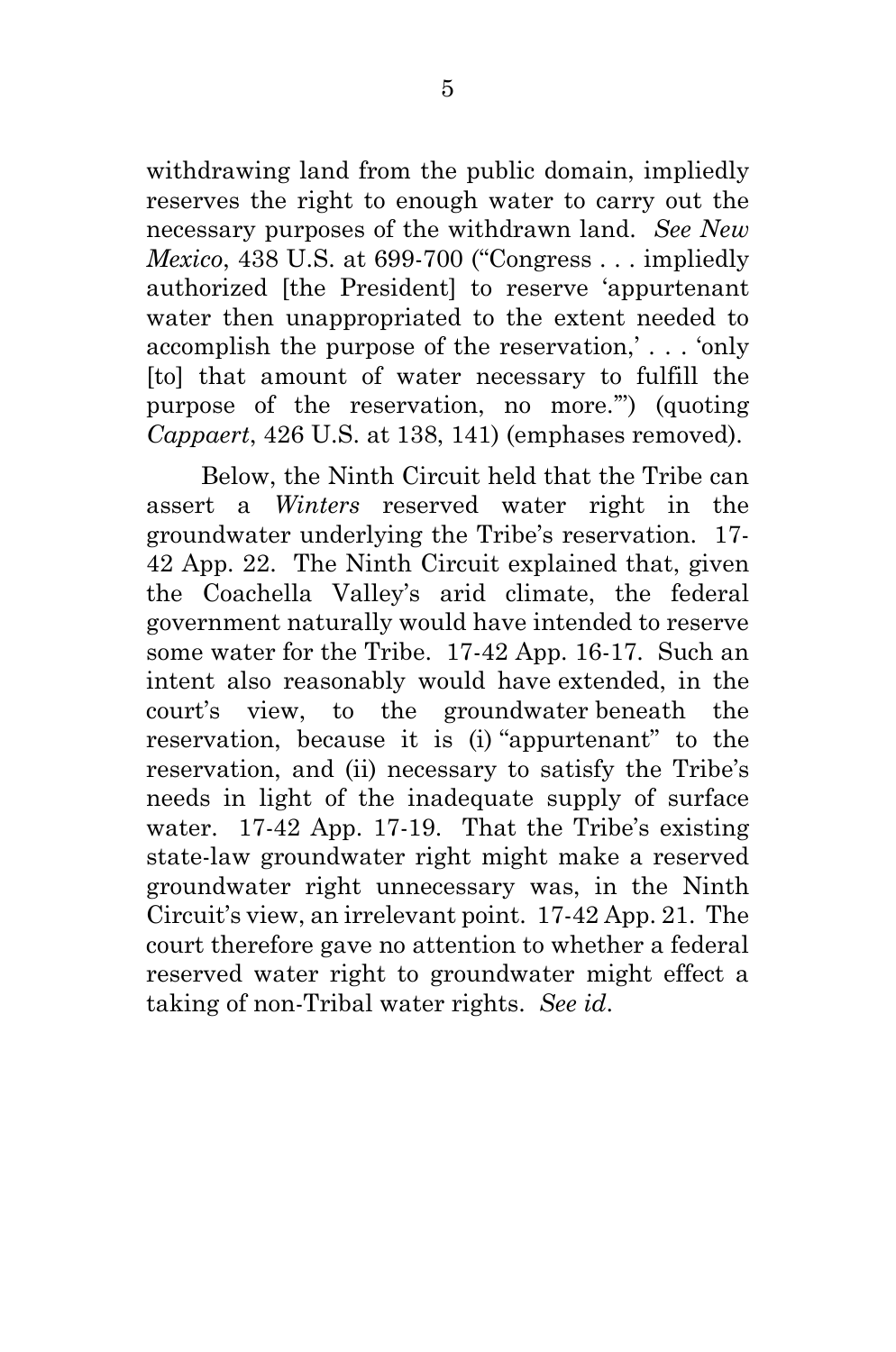withdrawing land from the public domain, impliedly reserves the right to enough water to carry out the necessary purposes of the withdrawn land. *See New Mexico*, 438 U.S. at 699-700 ("Congress . . . impliedly authorized [the President] to reserve 'appurtenant water then unappropriated to the extent needed to accomplish the purpose of the reservation,' . . . 'only [to] that amount of water necessary to fulfill the purpose of the reservation, no more.'") (quoting *Cappaert*, 426 U.S. at 138, 141) (emphases removed).

Below, the Ninth Circuit held that the Tribe can assert a *Winters* reserved water right in the groundwater underlying the Tribe's reservation. 17-42 App. 22. The Ninth Circuit explained that, given the Coachella Valley's arid climate, the federal government naturally would have intended to reserve some water for the Tribe. 17-42 App. 16-17. Such an intent also reasonably would have extended, in the court's view, to the groundwater beneath the reservation, because it is (i) "appurtenant" to the reservation, and (ii) necessary to satisfy the Tribe's needs in light of the inadequate supply of surface water. 17-42 App. 17-19. That the Tribe's existing state-law groundwater right might make a reserved groundwater right unnecessary was, in the Ninth Circuit's view, an irrelevant point. 17-42 App. 21. The court therefore gave no attention to whether a federal reserved water right to groundwater might effect a taking of non-Tribal water rights. *See id.*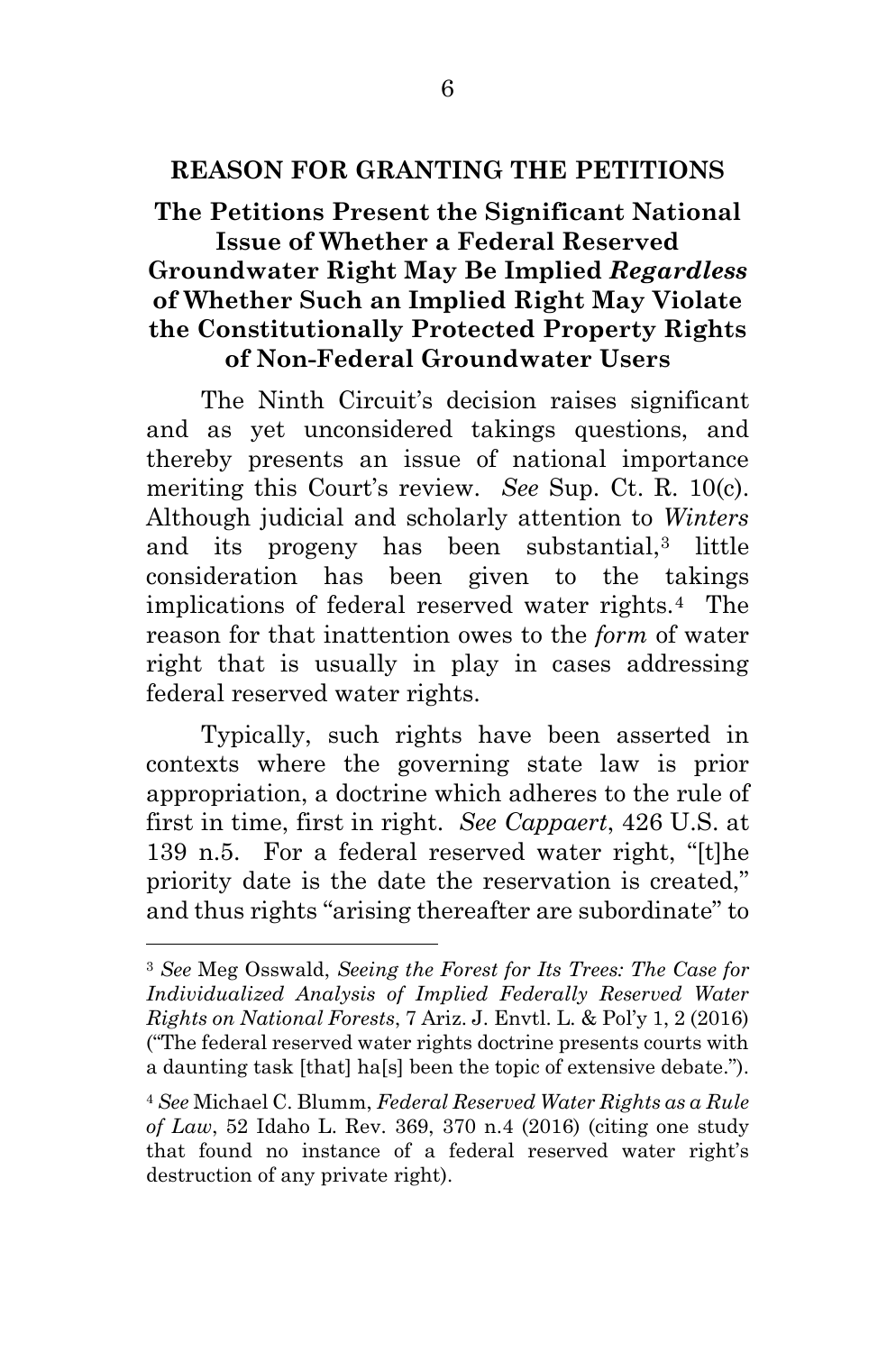## REASON FOR GRANTING THE PETITIONS

### The Petitions Present the Significant National Issue of Whether a Federal Reserved Groundwater Right May Be Implied *Regardless* of Whether Such an Implied Right May Violate the Constitutionally Protected Property Rights of Non-Federal Groundwater Users

The Ninth Circuit's decision raises significant and as yet unconsidered takings questions, and thereby presents an issue of national importance meriting this Court's review. *See* Sup. Ct. R. 10(c). Although judicial and scholarly attention to *Winters* and its progeny has been substantial,[3] little consideration has been given to the takings implications of federal reserved water rights.[4] The reason for that inattention owes to the *form* of water right that is usually in play in cases addressing federal reserved water rights.

Typically, such rights have been asserted in contexts where the governing state law is prior appropriation, a doctrine which adheres to the rule of first in time, first in right. *See Cappaert*, 426 U.S. at 139 n.5. For a federal reserved water right, "[t]he priority date is the date the reservation is created," and thus rights "arising thereafter are subordinate" to

---

[3] *See* Meg Osswald, *Seeing the Forest for Its Trees: The Case for Individualized Analysis of Implied Federally Reserved Water Rights on National Forests*, 7 Ariz. J. Envtl. L. & Pol'y 1, 2 (2016) ("The federal reserved water rights doctrine presents courts with a daunting task [that] ha[s] been the topic of extensive debate.").

[4] *See* Michael C. Blumm, *Federal Reserved Water Rights as a Rule of Law*, 52 Idaho L. Rev. 369, 370 n.4 (2016) (citing one study that found no instance of a federal reserved water right's destruction of any private right).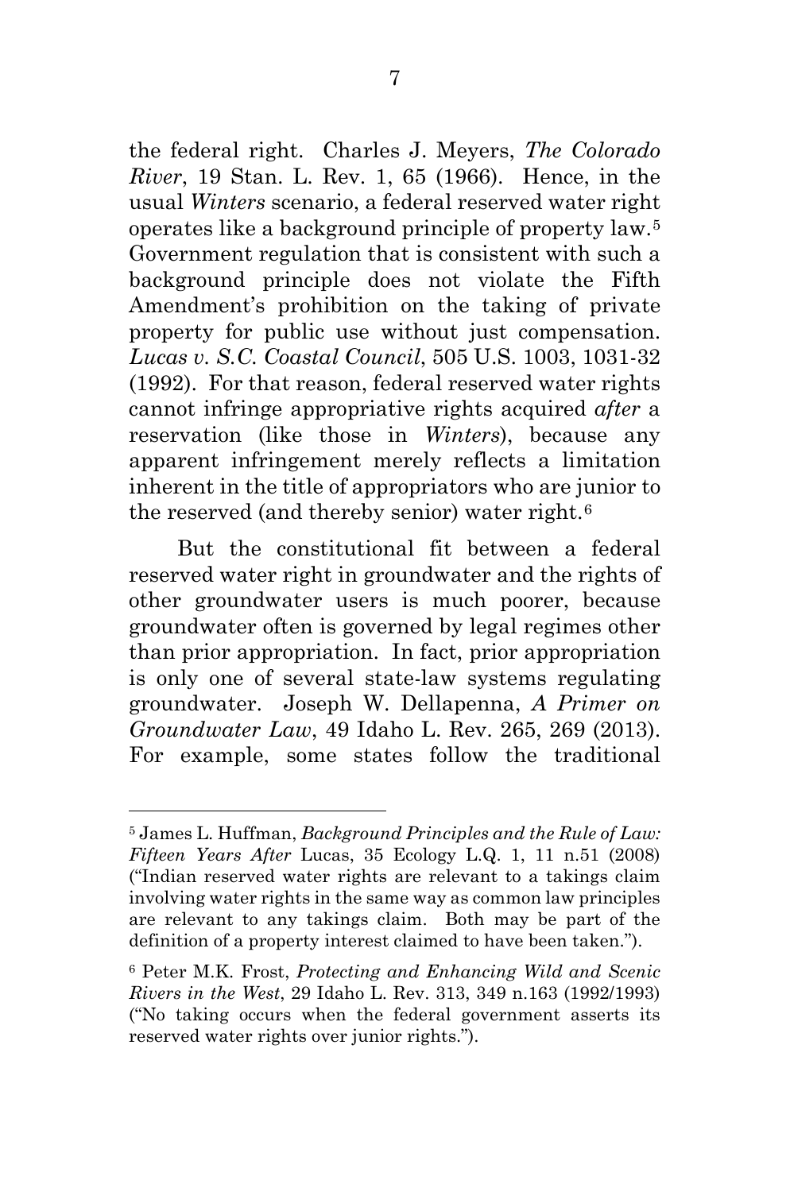the federal right. Charles J. Meyers, *The Colorado River*, 19 Stan. L. Rev. 1, 65 (1966). Hence, in the usual *Winters* scenario, a federal reserved water right operates like a background principle of property law.[5] Government regulation that is consistent with such a background principle does not violate the Fifth Amendment's prohibition on the taking of private property for public use without just compensation. *Lucas v. S.C. Coastal Council*, 505 U.S. 1003, 1031-32 (1992). For that reason, federal reserved water rights cannot infringe appropriative rights acquired *after* a reservation (like those in *Winters*), because any apparent infringement merely reflects a limitation inherent in the title of appropriators who are junior to the reserved (and thereby senior) water right.[6]

But the constitutional fit between a federal reserved water right in groundwater and the rights of other groundwater users is much poorer, because groundwater often is governed by legal regimes other than prior appropriation. In fact, prior appropriation is only one of several state-law systems regulating groundwater. Joseph W. Dellapenna, *A Primer on Groundwater Law*, 49 Idaho L. Rev. 265, 269 (2013). For example, some states follow the traditional

---

[5] James L. Huffman, *Background Principles and the Rule of Law: Fifteen Years After* Lucas, 35 Ecology L.Q. 1, 11 n.51 (2008) ("Indian reserved water rights are relevant to a takings claim involving water rights in the same way as common law principles are relevant to any takings claim. Both may be part of the definition of a property interest claimed to have been taken.").

[6] Peter M.K. Frost, *Protecting and Enhancing Wild and Scenic Rivers in the West*, 29 Idaho L. Rev. 313, 349 n.163 (1992/1993) ("No taking occurs when the federal government asserts its reserved water rights over junior rights.").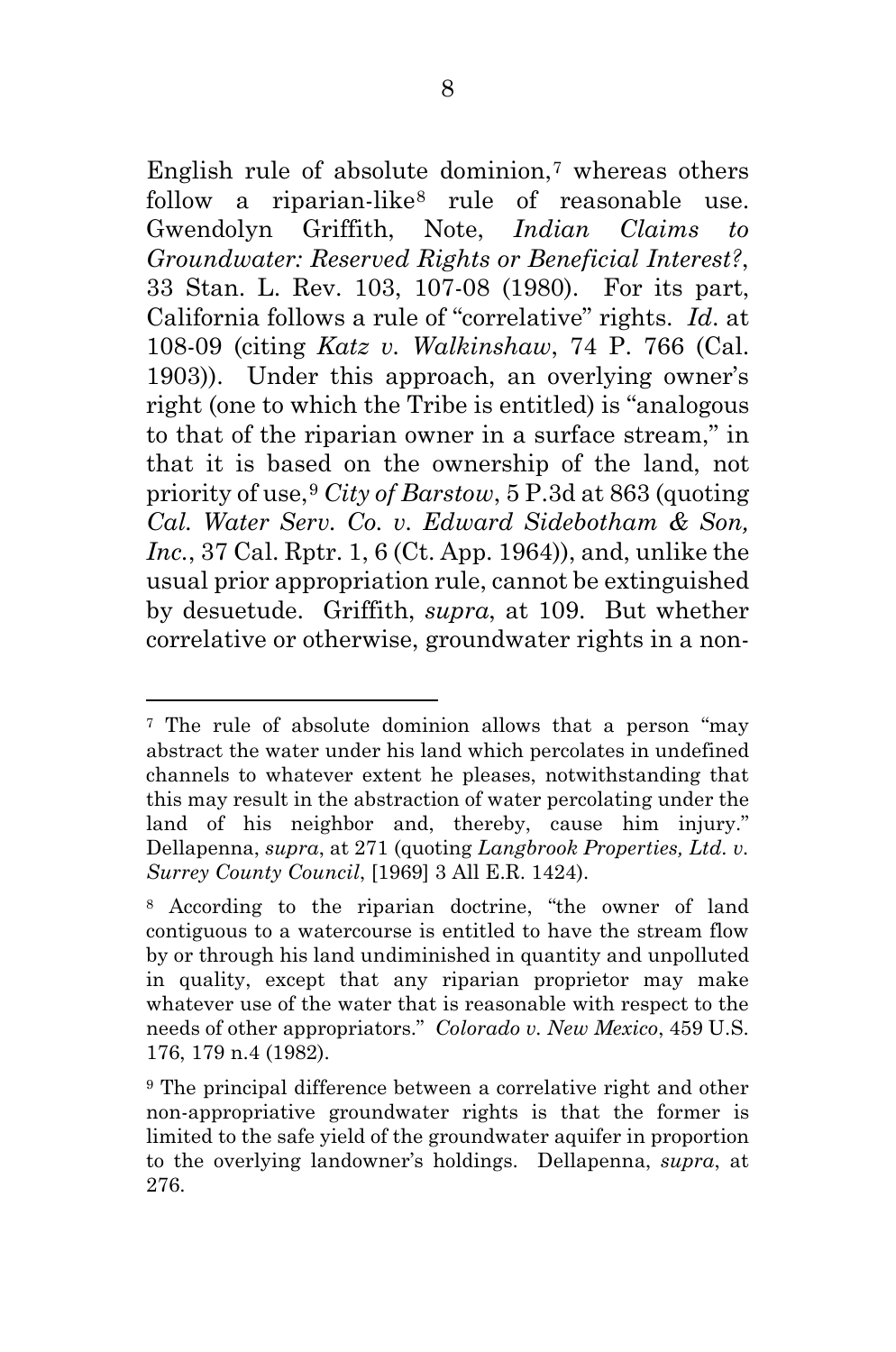English rule of absolute dominion,[7] whereas others follow a riparian-like[8] rule of reasonable use. Gwendolyn Griffith, Note, *Indian Claims to Groundwater: Reserved Rights or Beneficial Interest?*, 33 Stan. L. Rev. 103, 107-08 (1980). For its part, California follows a rule of "correlative" rights. *Id*. at 108-09 (citing *Katz v. Walkinshaw*, 74 P. 766 (Cal. 1903)). Under this approach, an overlying owner's right (one to which the Tribe is entitled) is "analogous to that of the riparian owner in a surface stream," in that it is based on the ownership of the land, not priority of use,[9] *City of Barstow*, 5 P.3d at 863 (quoting *Cal. Water Serv. Co. v. Edward Sidebotham & Son, Inc.*, 37 Cal. Rptr. 1, 6 (Ct. App. 1964)), and, unlike the usual prior appropriation rule, cannot be extinguished by desuetude. Griffith, *supra*, at 109. But whether correlative or otherwise, groundwater rights in a non-

---

[7] The rule of absolute dominion allows that a person "may abstract the water under his land which percolates in undefined channels to whatever extent he pleases, notwithstanding that this may result in the abstraction of water percolating under the land of his neighbor and, thereby, cause him injury." Dellapenna, *supra*, at 271 (quoting *Langbrook Properties, Ltd. v. Surrey County Council*, [1969] 3 All E.R. 1424).

[8] According to the riparian doctrine, "the owner of land contiguous to a watercourse is entitled to have the stream flow by or through his land undiminished in quantity and unpolluted in quality, except that any riparian proprietor may make whatever use of the water that is reasonable with respect to the needs of other appropriators." *Colorado v. New Mexico*, 459 U.S. 176, 179 n.4 (1982).

[9] The principal difference between a correlative right and other non-appropriative groundwater rights is that the former is limited to the safe yield of the groundwater aquifer in proportion to the overlying landowner's holdings. Dellapenna, *supra*, at 276.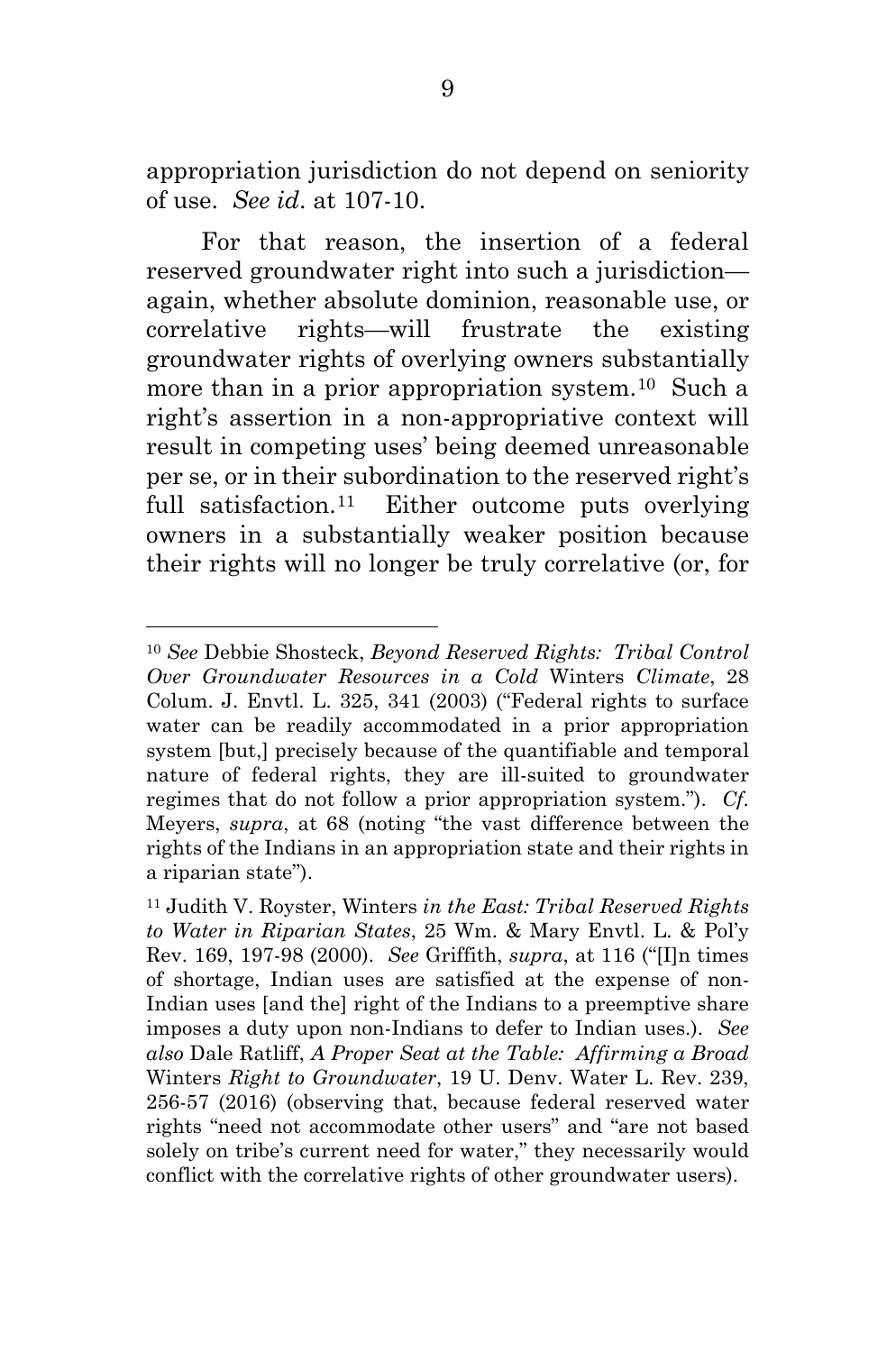appropriation jurisdiction do not depend on seniority of use. *See id*. at 107-10.

For that reason, the insertion of a federal reserved groundwater right into such a jurisdiction—again, whether absolute dominion, reasonable use, or correlative rights—will frustrate the existing groundwater rights of overlying owners substantially more than in a prior appropriation system.[10] Such a right's assertion in a non-appropriative context will result in competing uses' being deemed unreasonable per se, or in their subordination to the reserved right's full satisfaction.[11] Either outcome puts overlying owners in a substantially weaker position because their rights will no longer be truly correlative (or, for

---

[10] *See* Debbie Shosteck, *Beyond Reserved Rights: Tribal Control Over Groundwater Resources in a Cold* Winters *Climate*, 28 Colum. J. Envtl. L. 325, 341 (2003) ("Federal rights to surface water can be readily accommodated in a prior appropriation system [but,] precisely because of the quantifiable and temporal nature of federal rights, they are ill-suited to groundwater regimes that do not follow a prior appropriation system."). *Cf.* Meyers, *supra*, at 68 (noting "the vast difference between the rights of the Indians in an appropriation state and their rights in a riparian state").

[11] Judith V. Royster, Winters *in the East: Tribal Reserved Rights to Water in Riparian States*, 25 Wm. & Mary Envtl. L. & Pol'y Rev. 169, 197-98 (2000). *See* Griffith, *supra*, at 116 ("[I]n times of shortage, Indian uses are satisfied at the expense of non-Indian uses [and the] right of the Indians to a preemptive share imposes a duty upon non-Indians to defer to Indian uses.). *See also* Dale Ratliff, *A Proper Seat at the Table: Affirming a Broad* Winters *Right to Groundwater*, 19 U. Denv. Water L. Rev. 239, 256-57 (2016) (observing that, because federal reserved water rights "need not accommodate other users" and "are not based solely on tribe's current need for water," they necessarily would conflict with the correlative rights of other groundwater users).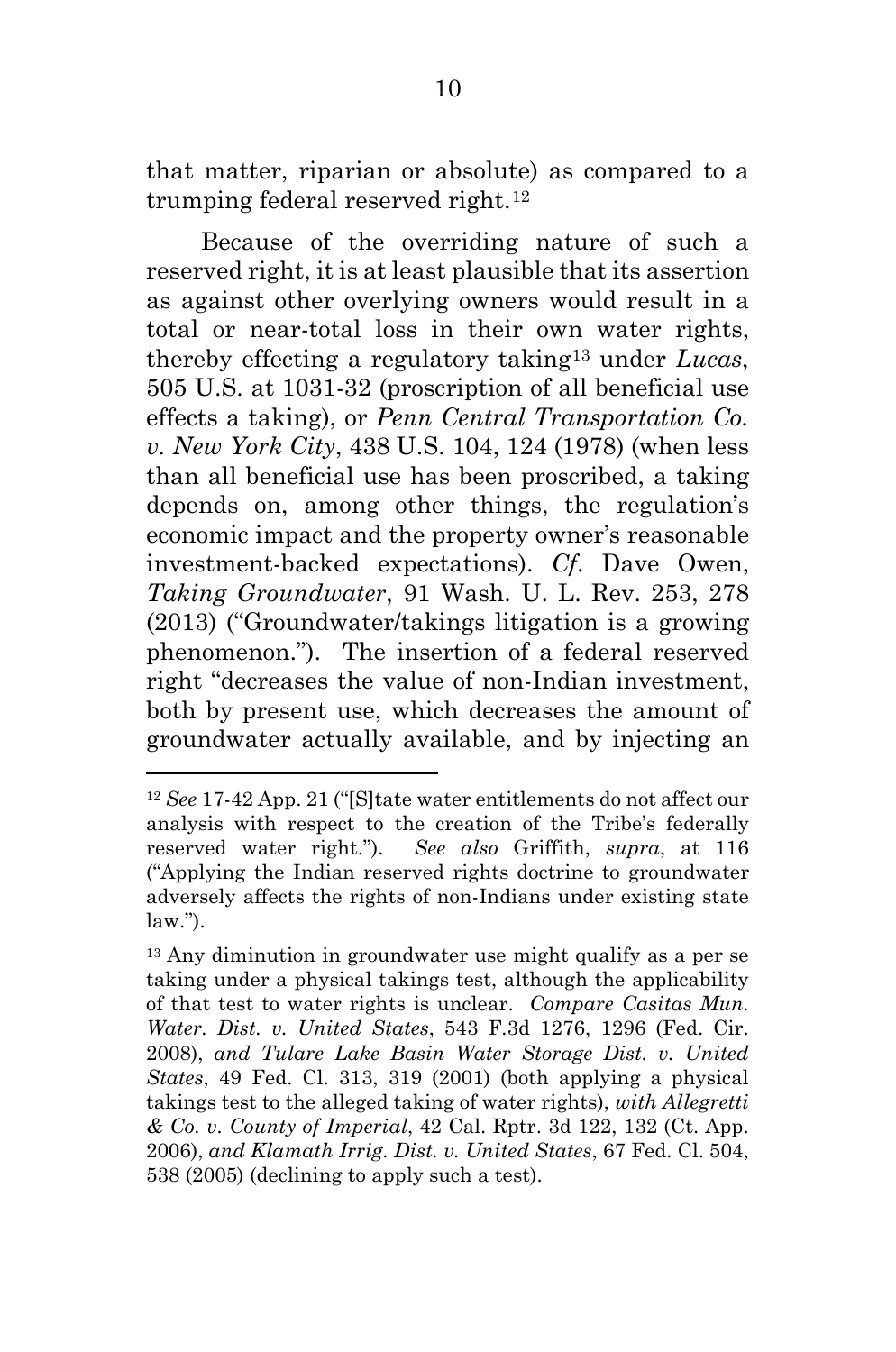that matter, riparian or absolute) as compared to a trumping federal reserved right.[12]

Because of the overriding nature of such a reserved right, it is at least plausible that its assertion as against other overlying owners would result in a total or near-total loss in their own water rights, thereby effecting a regulatory taking[13] under *Lucas*, 505 U.S. at 1031-32 (proscription of all beneficial use effects a taking), or *Penn Central Transportation Co. v. New York City*, 438 U.S. 104, 124 (1978) (when less than all beneficial use has been proscribed, a taking depends on, among other things, the regulation's economic impact and the property owner's reasonable investment-backed expectations). *Cf.* Dave Owen, *Taking Groundwater*, 91 Wash. U. L. Rev. 253, 278 (2013) ("Groundwater/takings litigation is a growing phenomenon."). The insertion of a federal reserved right "decreases the value of non-Indian investment, both by present use, which decreases the amount of groundwater actually available, and by injecting an

---

[12] *See* 17-42 App. 21 ("[S]tate water entitlements do not affect our analysis with respect to the creation of the Tribe's federally reserved water right."). *See also* Griffith, *supra*, at 116 ("Applying the Indian reserved rights doctrine to groundwater adversely affects the rights of non-Indians under existing state law.").

[13] Any diminution in groundwater use might qualify as a per se taking under a physical takings test, although the applicability of that test to water rights is unclear. *Compare Casitas Mun. Water. Dist. v. United States*, 543 F.3d 1276, 1296 (Fed. Cir. 2008), *and Tulare Lake Basin Water Storage Dist. v. United States*, 49 Fed. Cl. 313, 319 (2001) (both applying a physical takings test to the alleged taking of water rights), *with Allegretti & Co. v. County of Imperial*, 42 Cal. Rptr. 3d 122, 132 (Ct. App. 2006), *and Klamath Irrig. Dist. v. United States*, 67 Fed. Cl. 504, 538 (2005) (declining to apply such a test).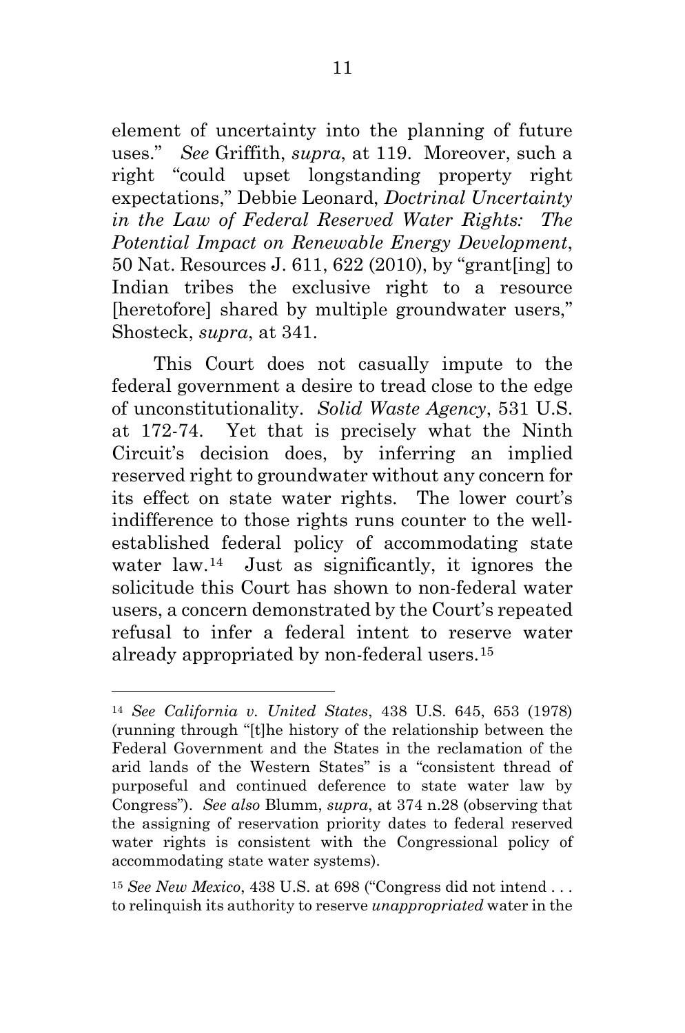element of uncertainty into the planning of future uses." *See* Griffith, *supra*, at 119. Moreover, such a right "could upset longstanding property right expectations," Debbie Leonard, *Doctrinal Uncertainty in the Law of Federal Reserved Water Rights: The Potential Impact on Renewable Energy Development*, 50 Nat. Resources J. 611, 622 (2010), by "grant[ing] to Indian tribes the exclusive right to a resource [heretofore] shared by multiple groundwater users," Shosteck, *supra*, at 341.

This Court does not casually impute to the federal government a desire to tread close to the edge of unconstitutionality. *Solid Waste Agency*, 531 U.S. at 172-74. Yet that is precisely what the Ninth Circuit's decision does, by inferring an implied reserved right to groundwater without any concern for its effect on state water rights. The lower court's indifference to those rights runs counter to the well-established federal policy of accommodating state water law.[14] Just as significantly, it ignores the solicitude this Court has shown to non-federal water users, a concern demonstrated by the Court's repeated refusal to infer a federal intent to reserve water already appropriated by non-federal users.[15]

---

[14] *See California v. United States*, 438 U.S. 645, 653 (1978) (running through "[t]he history of the relationship between the Federal Government and the States in the reclamation of the arid lands of the Western States" is a "consistent thread of purposeful and continued deference to state water law by Congress"). *See also* Blumm, *supra*, at 374 n.28 (observing that the assigning of reservation priority dates to federal reserved water rights is consistent with the Congressional policy of accommodating state water systems).

[15] *See New Mexico*, 438 U.S. at 698 ("Congress did not intend . . . to relinquish its authority to reserve *unappropriated* water in the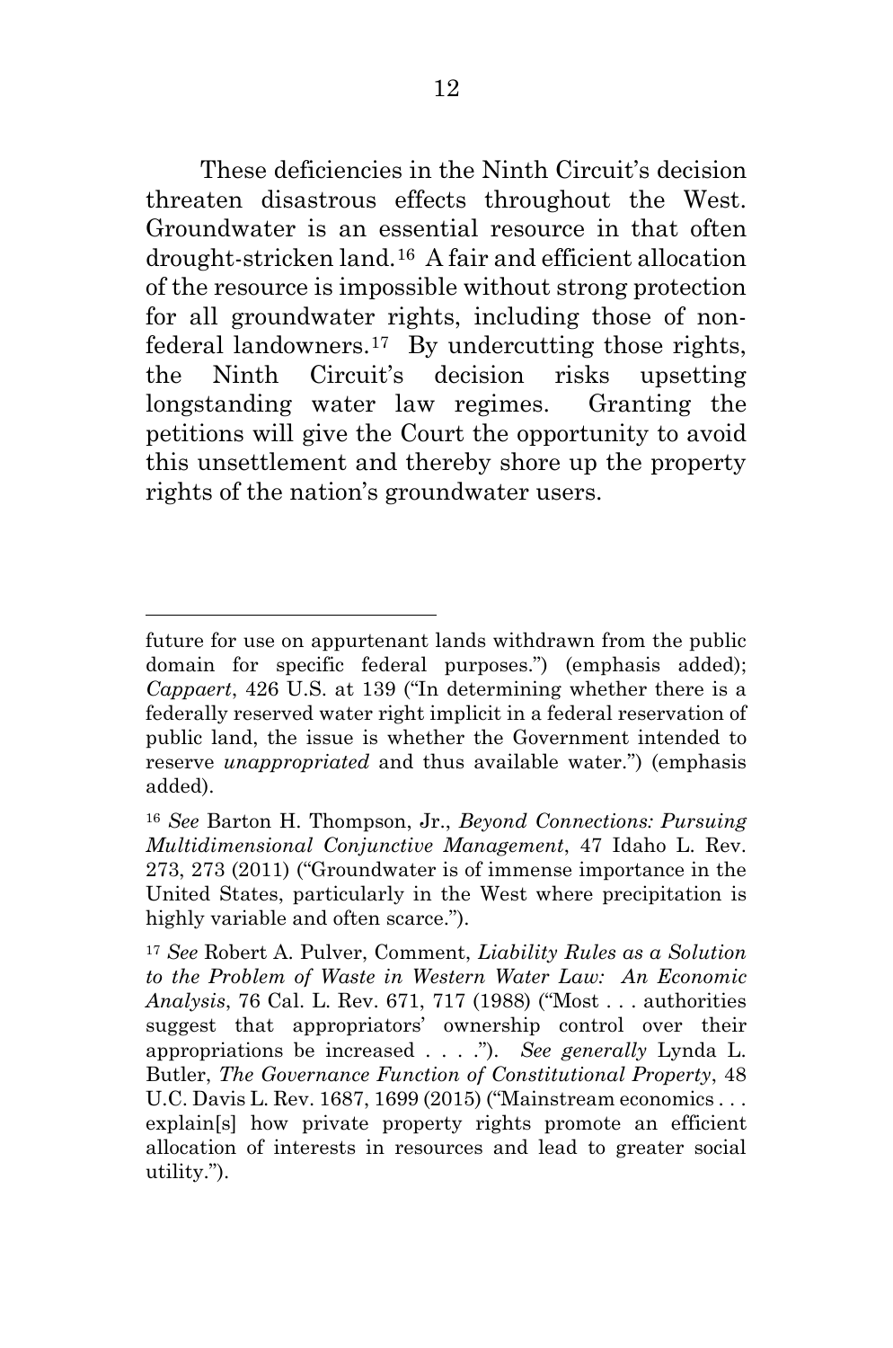These deficiencies in the Ninth Circuit's decision threaten disastrous effects throughout the West. Groundwater is an essential resource in that often drought-stricken land.[16] A fair and efficient allocation of the resource is impossible without strong protection for all groundwater rights, including those of non-federal landowners.[17] By undercutting those rights, the Ninth Circuit's decision risks upsetting longstanding water law regimes. Granting the petitions will give the Court the opportunity to avoid this unsettlement and thereby shore up the property rights of the nation's groundwater users.

---

future for use on appurtenant lands withdrawn from the public domain for specific federal purposes.") (emphasis added); *Cappaert*, 426 U.S. at 139 ("In determining whether there is a federally reserved water right implicit in a federal reservation of public land, the issue is whether the Government intended to reserve *unappropriated* and thus available water.") (emphasis added).

[16] *See* Barton H. Thompson, Jr., *Beyond Connections: Pursuing Multidimensional Conjunctive Management*, 47 Idaho L. Rev. 273, 273 (2011) ("Groundwater is of immense importance in the United States, particularly in the West where precipitation is highly variable and often scarce.").

[17] *See* Robert A. Pulver, Comment, *Liability Rules as a Solution to the Problem of Waste in Western Water Law: An Economic Analysis*, 76 Cal. L. Rev. 671, 717 (1988) ("Most . . . authorities suggest that appropriators' ownership control over their appropriations be increased . . . ."). *See generally* Lynda L. Butler, *The Governance Function of Constitutional Property*, 48 U.C. Davis L. Rev. 1687, 1699 (2015) ("Mainstream economics . . . explain[s] how private property rights promote an efficient allocation of interests in resources and lead to greater social utility.").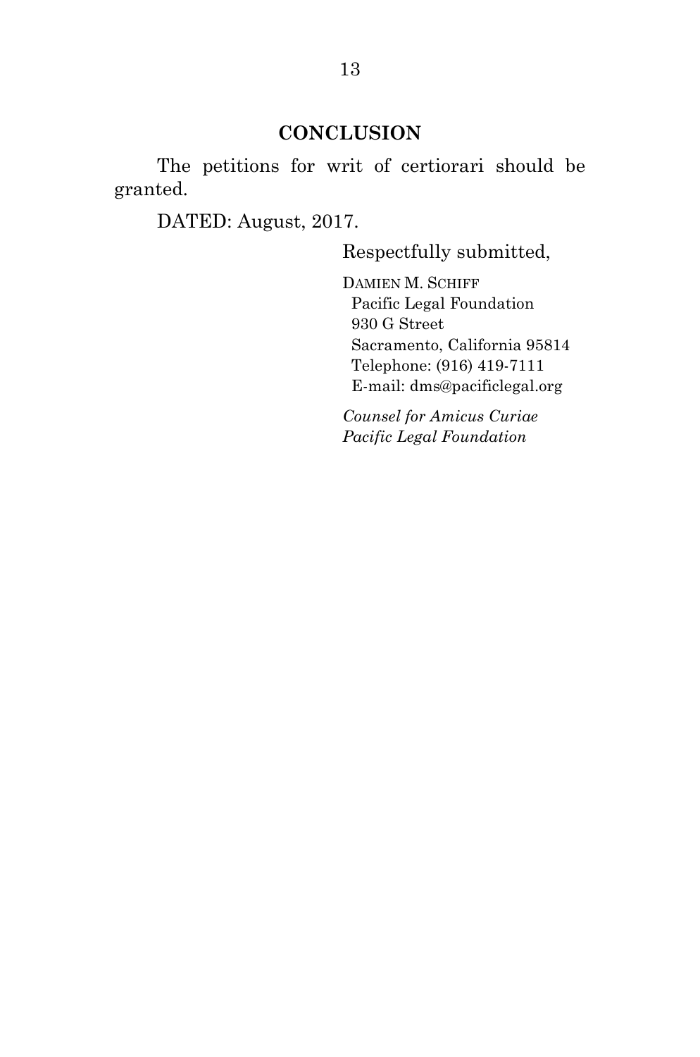## CONCLUSION

The petitions for writ of certiorari should be granted.

DATED: August, 2017.

Respectfully submitted,

DAMIEN M. SCHIFF
Pacific Legal Foundation
930 G Street
Sacramento, California 95814
Telephone: (916) 419-7111
E-mail: dms@pacificlegal.org

*Counsel for Amicus Curiae Pacific Legal Foundation*